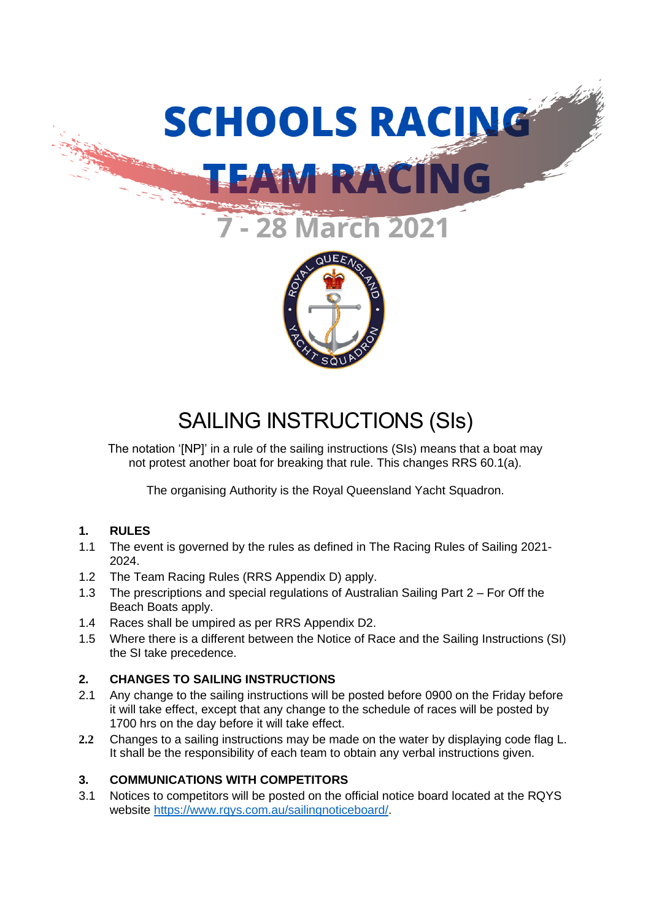# SCHOOLS RACING
# TEAM RACING
## 7 - 28 March 2021

# SAILING INSTRUCTIONS (SIs)

The notation '[NP]' in a rule of the sailing instructions (SIs) means that a boat may not protest another boat for breaking that rule. This changes RRS 60.1(a).

The organising Authority is the Royal Queensland Yacht Squadron.

### 1. RULES

1.1 The event is governed by the rules as defined in The Racing Rules of Sailing 2021-2024.

1.2 The Team Racing Rules (RRS Appendix D) apply.

1.3 The prescriptions and special regulations of Australian Sailing Part 2 – For Off the Beach Boats apply.

1.4 Races shall be umpired as per RRS Appendix D2.

1.5 Where there is a different between the Notice of Race and the Sailing Instructions (SI) the SI take precedence.

### 2. CHANGES TO SAILING INSTRUCTIONS

2.1 Any change to the sailing instructions will be posted before 0900 on the Friday before it will take effect, except that any change to the schedule of races will be posted by 1700 hrs on the day before it will take effect.

2.2 Changes to a sailing instructions may be made on the water by displaying code flag L. It shall be the responsibility of each team to obtain any verbal instructions given.

### 3. COMMUNICATIONS WITH COMPETITORS

3.1 Notices to competitors will be posted on the official notice board located at the RQYS website https://www.rqys.com.au/sailingnoticeboard/.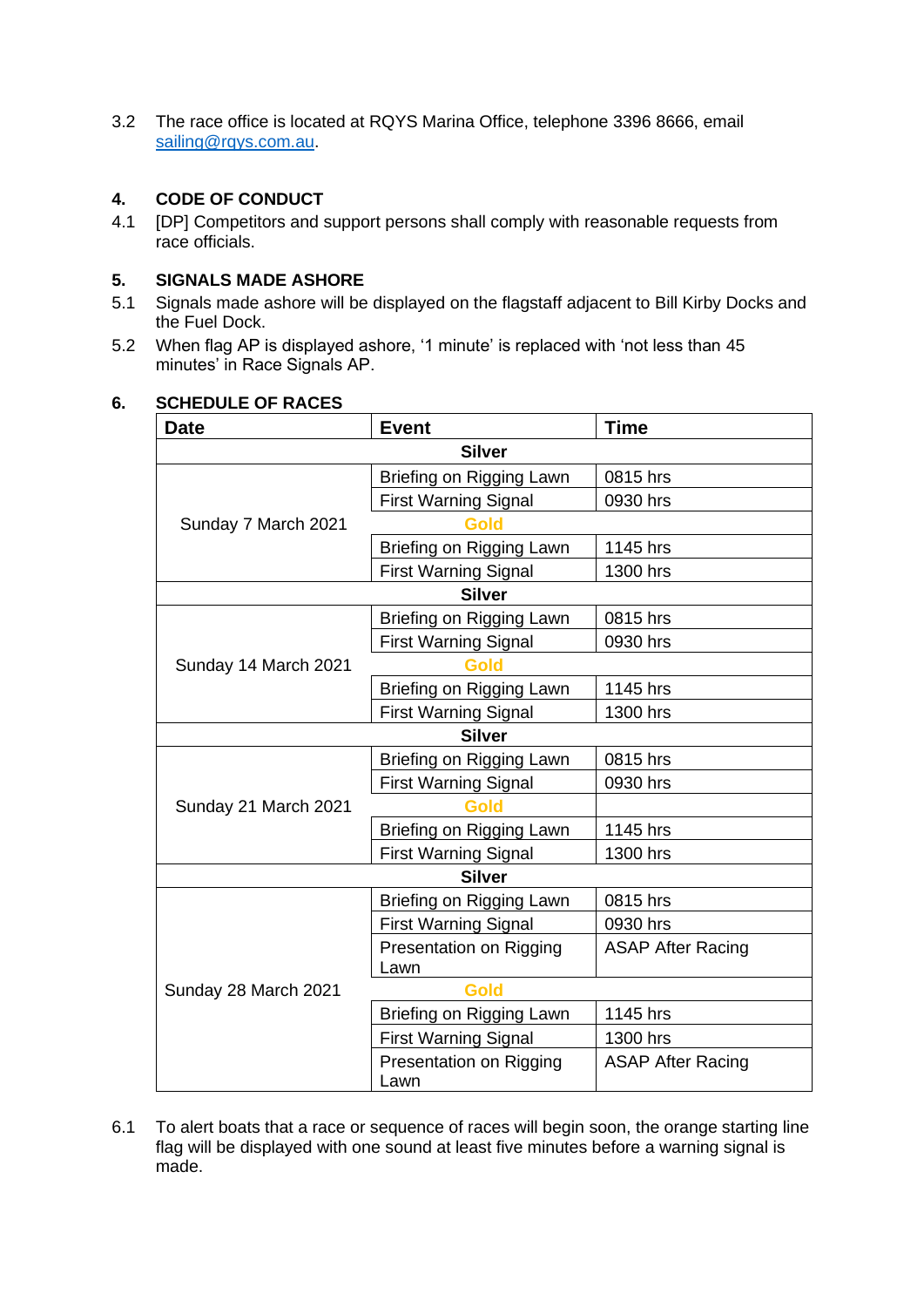3.2 The race office is located at RQYS Marina Office, telephone 3396 8666, email sailing@rqys.com.au.

## 4. CODE OF CONDUCT

4.1 [DP] Competitors and support persons shall comply with reasonable requests from race officials.

## 5. SIGNALS MADE ASHORE

5.1 Signals made ashore will be displayed on the flagstaff adjacent to Bill Kirby Docks and the Fuel Dock.

5.2 When flag AP is displayed ashore, '1 minute' is replaced with 'not less than 45 minutes' in Race Signals AP.

## 6. SCHEDULE OF RACES

| Date | Event | Time |
|---|---|---|
| | **Silver** | |
| Sunday 7 March 2021 | Briefing on Rigging Lawn | 0815 hrs |
| | First Warning Signal | 0930 hrs |
| | **Gold** | |
| | Briefing on Rigging Lawn | 1145 hrs |
| | First Warning Signal | 1300 hrs |
| | **Silver** | |
| Sunday 14 March 2021 | Briefing on Rigging Lawn | 0815 hrs |
| | First Warning Signal | 0930 hrs |
| | **Gold** | |
| | Briefing on Rigging Lawn | 1145 hrs |
| | First Warning Signal | 1300 hrs |
| | **Silver** | |
| Sunday 21 March 2021 | Briefing on Rigging Lawn | 0815 hrs |
| | First Warning Signal | 0930 hrs |
| | **Gold** | |
| | Briefing on Rigging Lawn | 1145 hrs |
| | First Warning Signal | 1300 hrs |
| | **Silver** | |
| Sunday 28 March 2021 | Briefing on Rigging Lawn | 0815 hrs |
| | First Warning Signal | 0930 hrs |
| | Presentation on Rigging Lawn | ASAP After Racing |
| | **Gold** | |
| | Briefing on Rigging Lawn | 1145 hrs |
| | First Warning Signal | 1300 hrs |
| | Presentation on Rigging Lawn | ASAP After Racing |

6.1 To alert boats that a race or sequence of races will begin soon, the orange starting line flag will be displayed with one sound at least five minutes before a warning signal is made.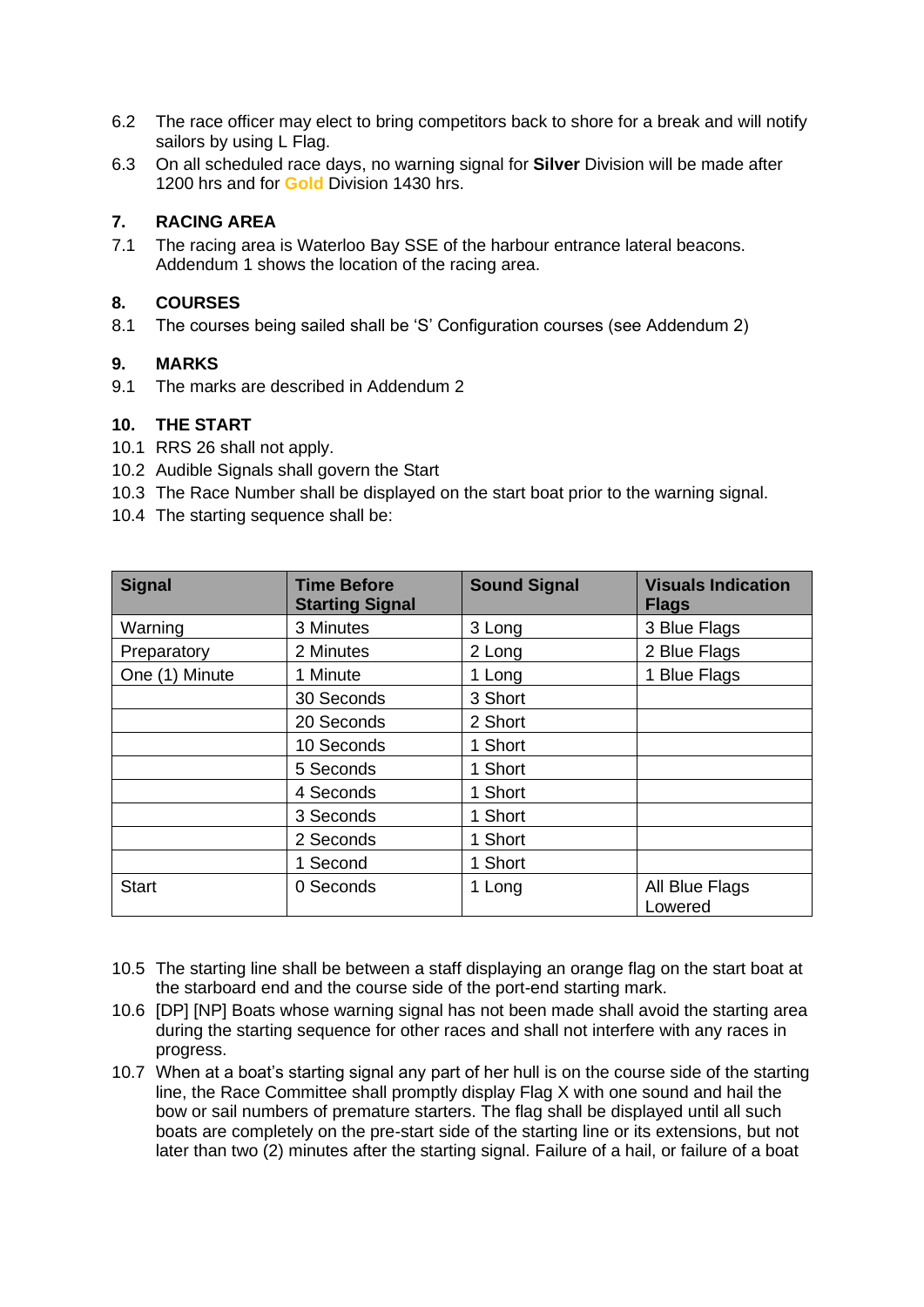6.2 The race officer may elect to bring competitors back to shore for a break and will notify sailors by using L Flag.

6.3 On all scheduled race days, no warning signal for **Silver** Division will be made after 1200 hrs and for **Gold** Division 1430 hrs.

### 7. RACING AREA

7.1 The racing area is Waterloo Bay SSE of the harbour entrance lateral beacons. Addendum 1 shows the location of the racing area.

### 8. COURSES

8.1 The courses being sailed shall be 'S' Configuration courses (see Addendum 2)

### 9. MARKS

9.1 The marks are described in Addendum 2

### 10. THE START

10.1 RRS 26 shall not apply.

10.2 Audible Signals shall govern the Start

10.3 The Race Number shall be displayed on the start boat prior to the warning signal.

10.4 The starting sequence shall be:

| Signal | Time Before Starting Signal | Sound Signal | Visuals Indication Flags |
|---|---|---|---|
| Warning | 3 Minutes | 3 Long | 3 Blue Flags |
| Preparatory | 2 Minutes | 2 Long | 2 Blue Flags |
| One (1) Minute | 1 Minute | 1 Long | 1 Blue Flags |
| | 30 Seconds | 3 Short | |
| | 20 Seconds | 2 Short | |
| | 10 Seconds | 1 Short | |
| | 5 Seconds | 1 Short | |
| | 4 Seconds | 1 Short | |
| | 3 Seconds | 1 Short | |
| | 2 Seconds | 1 Short | |
| | 1 Second | 1 Short | |
| Start | 0 Seconds | 1 Long | All Blue Flags Lowered |

10.5 The starting line shall be between a staff displaying an orange flag on the start boat at the starboard end and the course side of the port-end starting mark.

10.6 [DP] [NP] Boats whose warning signal has not been made shall avoid the starting area during the starting sequence for other races and shall not interfere with any races in progress.

10.7 When at a boat's starting signal any part of her hull is on the course side of the starting line, the Race Committee shall promptly display Flag X with one sound and hail the bow or sail numbers of premature starters. The flag shall be displayed until all such boats are completely on the pre-start side of the starting line or its extensions, but not later than two (2) minutes after the starting signal. Failure of a hail, or failure of a boat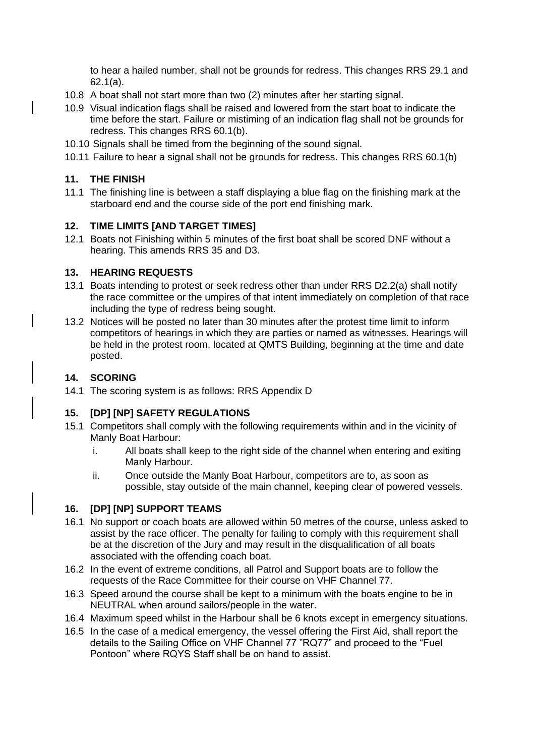to hear a hailed number, shall not be grounds for redress. This changes RRS 29.1 and 62.1(a).

10.8 A boat shall not start more than two (2) minutes after her starting signal.

10.9 Visual indication flags shall be raised and lowered from the start boat to indicate the time before the start. Failure or mistiming of an indication flag shall not be grounds for redress. This changes RRS 60.1(b).

10.10 Signals shall be timed from the beginning of the sound signal.

10.11 Failure to hear a signal shall not be grounds for redress. This changes RRS 60.1(b)

## 11. THE FINISH

11.1 The finishing line is between a staff displaying a blue flag on the finishing mark at the starboard end and the course side of the port end finishing mark.

## 12. TIME LIMITS [AND TARGET TIMES]

12.1 Boats not Finishing within 5 minutes of the first boat shall be scored DNF without a hearing. This amends RRS 35 and D3.

## 13. HEARING REQUESTS

13.1 Boats intending to protest or seek redress other than under RRS D2.2(a) shall notify the race committee or the umpires of that intent immediately on completion of that race including the type of redress being sought.

13.2 Notices will be posted no later than 30 minutes after the protest time limit to inform competitors of hearings in which they are parties or named as witnesses. Hearings will be held in the protest room, located at QMTS Building, beginning at the time and date posted.

## 14. SCORING

14.1 The scoring system is as follows: RRS Appendix D

## 15. [DP] [NP] SAFETY REGULATIONS

15.1 Competitors shall comply with the following requirements within and in the vicinity of Manly Boat Harbour:

i. All boats shall keep to the right side of the channel when entering and exiting Manly Harbour.

ii. Once outside the Manly Boat Harbour, competitors are to, as soon as possible, stay outside of the main channel, keeping clear of powered vessels.

## 16. [DP] [NP] SUPPORT TEAMS

16.1 No support or coach boats are allowed within 50 metres of the course, unless asked to assist by the race officer. The penalty for failing to comply with this requirement shall be at the discretion of the Jury and may result in the disqualification of all boats associated with the offending coach boat.

16.2 In the event of extreme conditions, all Patrol and Support boats are to follow the requests of the Race Committee for their course on VHF Channel 77.

16.3 Speed around the course shall be kept to a minimum with the boats engine to be in NEUTRAL when around sailors/people in the water.

16.4 Maximum speed whilst in the Harbour shall be 6 knots except in emergency situations.

16.5 In the case of a medical emergency, the vessel offering the First Aid, shall report the details to the Sailing Office on VHF Channel 77 "RQ77" and proceed to the "Fuel Pontoon" where RQYS Staff shall be on hand to assist.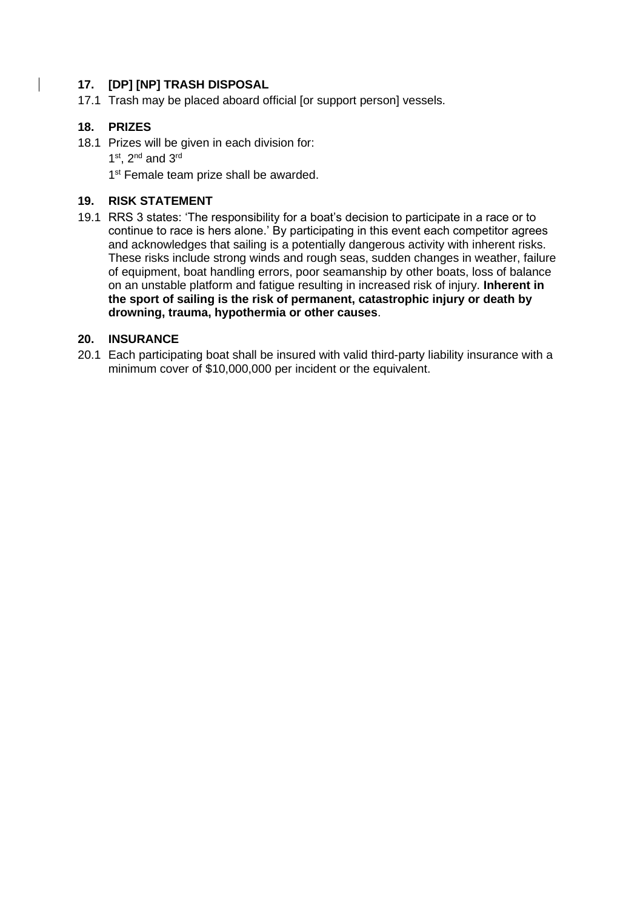## 17. [DP] [NP] TRASH DISPOSAL

17.1 Trash may be placed aboard official [or support person] vessels.

## 18. PRIZES

18.1 Prizes will be given in each division for:

1st, 2nd and 3rd

1st Female team prize shall be awarded.

## 19. RISK STATEMENT

19.1 RRS 3 states: 'The responsibility for a boat's decision to participate in a race or to continue to race is hers alone.' By participating in this event each competitor agrees and acknowledges that sailing is a potentially dangerous activity with inherent risks. These risks include strong winds and rough seas, sudden changes in weather, failure of equipment, boat handling errors, poor seamanship by other boats, loss of balance on an unstable platform and fatigue resulting in increased risk of injury. **Inherent in the sport of sailing is the risk of permanent, catastrophic injury or death by drowning, trauma, hypothermia or other causes**.

## 20. INSURANCE

20.1 Each participating boat shall be insured with valid third-party liability insurance with a minimum cover of $10,000,000 per incident or the equivalent.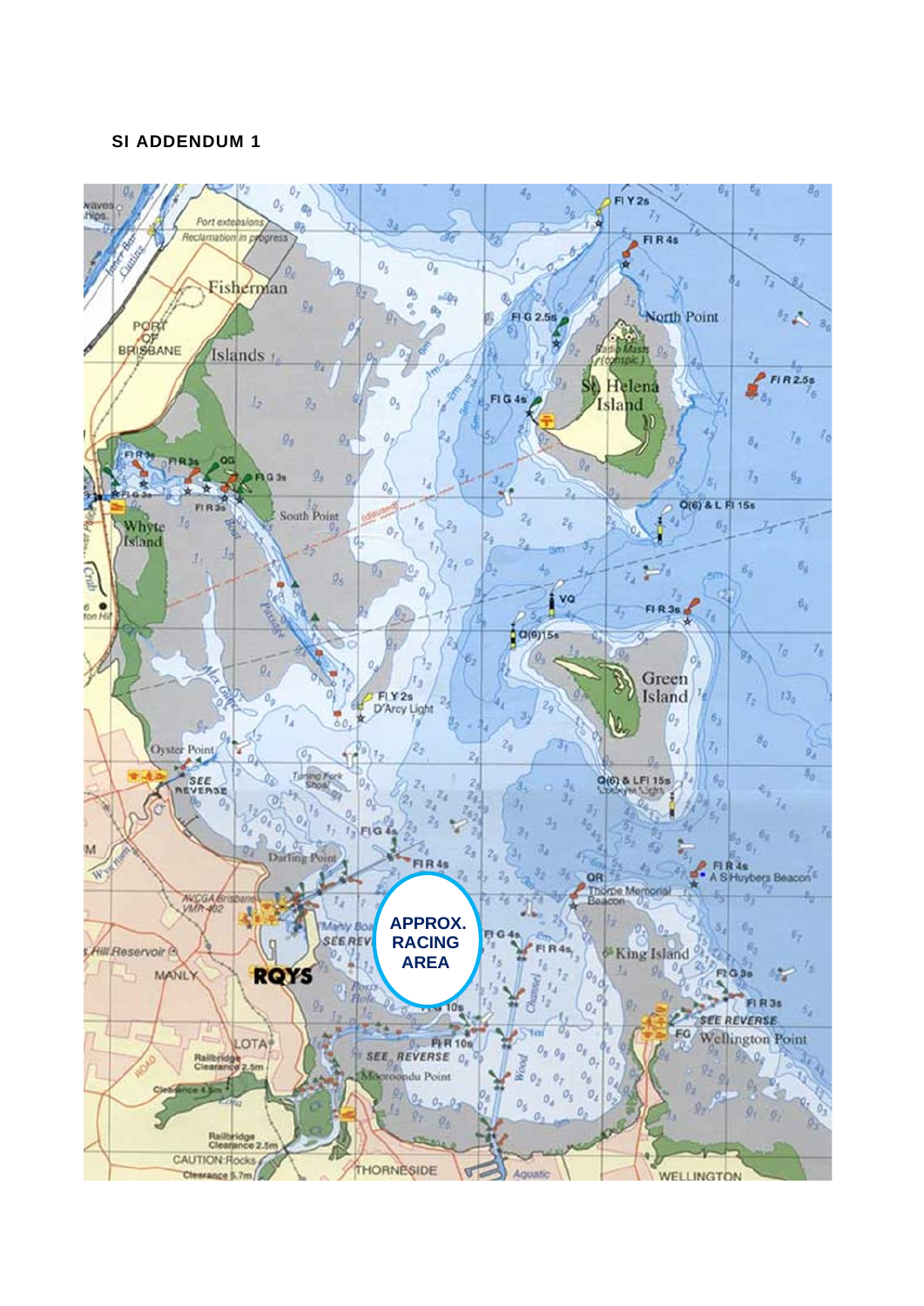## SI ADDENDUM 1

APPROX. RACING AREA

RQYS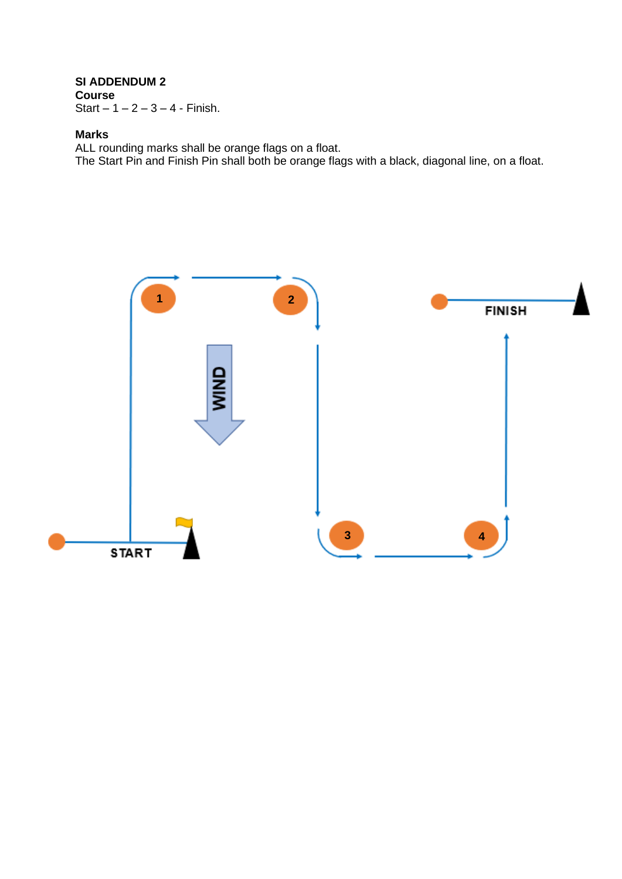**SI ADDENDUM 2**

**Course**

Start – 1 – 2 – 3 – 4 - Finish.

**Marks**

ALL rounding marks shall be orange flags on a float.

The Start Pin and Finish Pin shall both be orange flags with a black, diagonal line, on a float.

1

2

WIND

FINISH

START

3

4